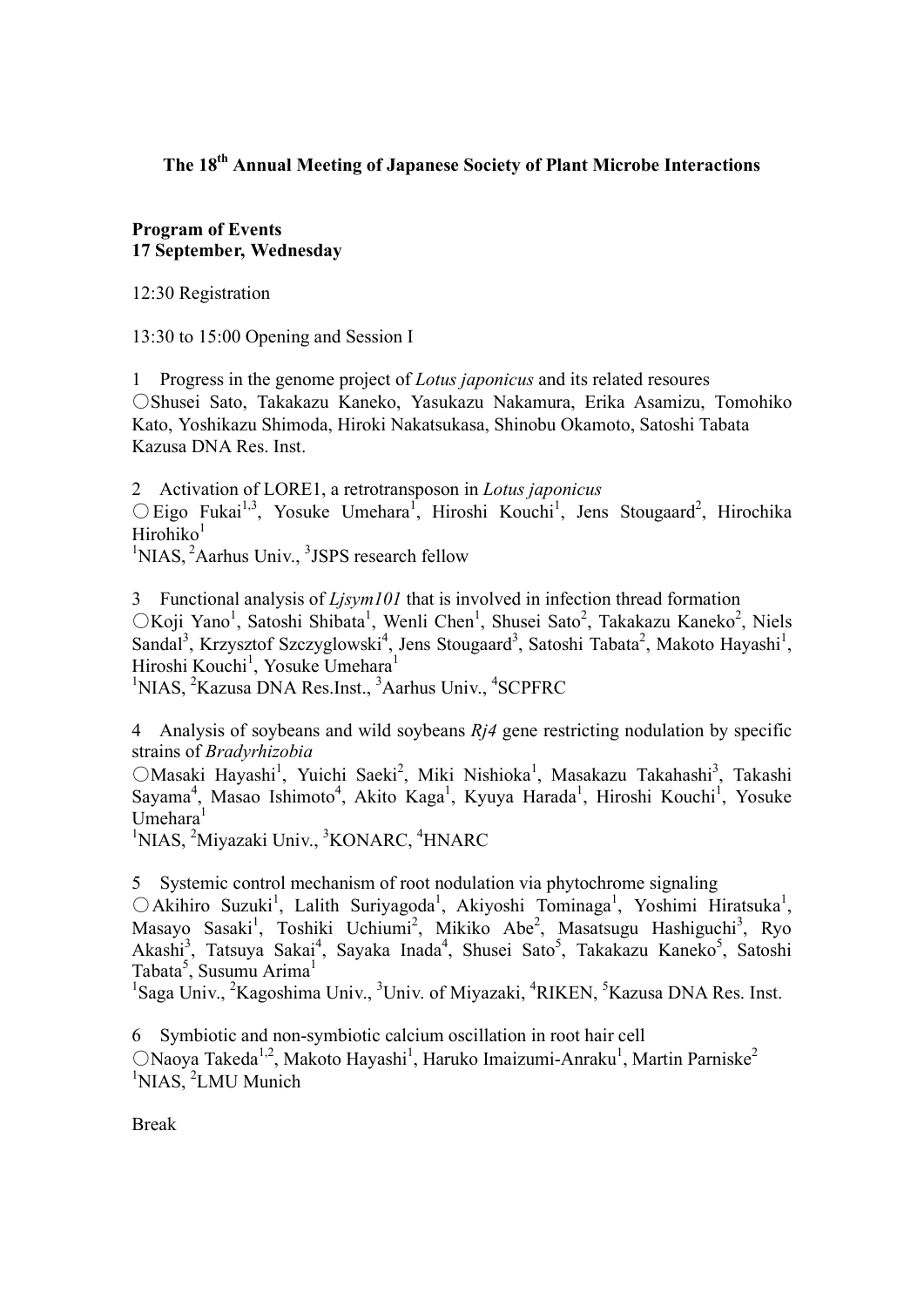**The 18th Annual Meeting of Japanese Society of Plant Microbe Interactions**

**Program of Events**
**17 September, Wednesday**

12:30 Registration

13:30 to 15:00 Opening and Session I

1 Progress in the genome project of *Lotus japonicus* and its related resoures
○Shusei Sato, Takakazu Kaneko, Yasukazu Nakamura, Erika Asamizu, Tomohiko Kato, Yoshikazu Shimoda, Hiroki Nakatsukasa, Shinobu Okamoto, Satoshi Tabata
Kazusa DNA Res. Inst.

2 Activation of LORE1, a retrotransposon in *Lotus japonicus*
○Eigo Fukai[1,3], Yosuke Umehara[1], Hiroshi Kouchi[1], Jens Stougaard[2], Hirochika Hirohiko[1]
[1]NIAS, [2]Aarhus Univ., [3]JSPS research fellow

3 Functional analysis of *Ljsym101* that is involved in infection thread formation
○Koji Yano[1], Satoshi Shibata[1], Wenli Chen[1], Shusei Sato[2], Takakazu Kaneko[2], Niels Sandal[3], Krzysztof Szczyglowski[4], Jens Stougaard[3], Satoshi Tabata[2], Makoto Hayashi[1], Hiroshi Kouchi[1], Yosuke Umehara[1]
[1]NIAS, [2]Kazusa DNA Res.Inst., [3]Aarhus Univ., [4]SCPFRC

4 Analysis of soybeans and wild soybeans *Rj4* gene restricting nodulation by specific strains of *Bradyrhizobia*
○Masaki Hayashi[1], Yuichi Saeki[2], Miki Nishioka[1], Masakazu Takahashi[3], Takashi Sayama[4], Masao Ishimoto[4], Akito Kaga[1], Kyuya Harada[1], Hiroshi Kouchi[1], Yosuke Umehara[1]
[1]NIAS, [2]Miyazaki Univ., [3]KONARC, [4]HNARC

5 Systemic control mechanism of root nodulation via phytochrome signaling
○Akihiro Suzuki[1], Lalith Suriyagoda[1], Akiyoshi Tominaga[1], Yoshimi Hiratsuka[1], Masayo Sasaki[1], Toshiki Uchiumi[2], Mikiko Abe[2], Masatsugu Hashiguchi[3], Ryo Akashi[3], Tatsuya Sakai[4], Sayaka Inada[4], Shusei Sato[5], Takakazu Kaneko[5], Satoshi Tabata[5], Susumu Arima[1]
[1]Saga Univ., [2]Kagoshima Univ., [3]Univ. of Miyazaki, [4]RIKEN, [5]Kazusa DNA Res. Inst.

6 Symbiotic and non-symbiotic calcium oscillation in root hair cell
○Naoya Takeda[1,2], Makoto Hayashi[1], Haruko Imaizumi-Anraku[1], Martin Parniske[2]
[1]NIAS, [2]LMU Munich

Break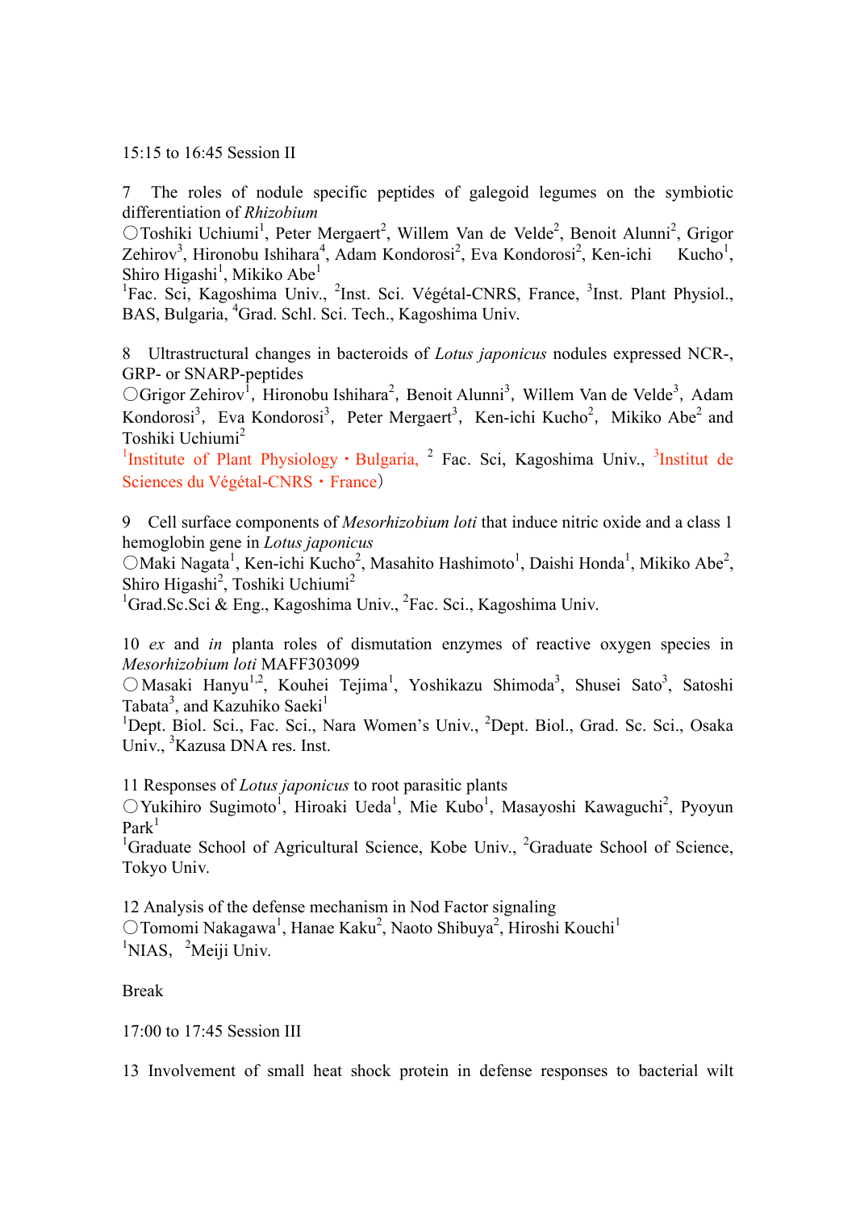15:15 to 16:45 Session II

7 The roles of nodule specific peptides of galegoid legumes on the symbiotic differentiation of *Rhizobium*
○Toshiki Uchiumi[1], Peter Mergaert[2], Willem Van de Velde[2], Benoit Alunni[2], Grigor Zehirov[3], Hironobu Ishihara[4], Adam Kondorosi[2], Eva Kondorosi[2], Ken-ichi Kucho[1], Shiro Higashi[1], Mikiko Abe[1]
[1]Fac. Sci, Kagoshima Univ., [2]Inst. Sci. Végétal-CNRS, France, [3]Inst. Plant Physiol., BAS, Bulgaria, [4]Grad. Schl. Sci. Tech., Kagoshima Univ.

8 Ultrastructural changes in bacteroids of *Lotus japonicus* nodules expressed NCR-, GRP- or SNARP-peptides
○Grigor Zehirov[1], Hironobu Ishihara[2], Benoit Alunni[3], Willem Van de Velde[3], Adam Kondorosi[3], Eva Kondorosi[3], Peter Mergaert[3], Ken-ichi Kucho[2], Mikiko Abe[2] and Toshiki Uchiumi[2]
[1]Institute of Plant Physiology・Bulgaria, [2] Fac. Sci, Kagoshima Univ., [3]Institut de Sciences du Végétal-CNRS・France)

9 Cell surface components of *Mesorhizobium loti* that induce nitric oxide and a class 1 hemoglobin gene in *Lotus japonicus*
○Maki Nagata[1], Ken-ichi Kucho[2], Masahito Hashimoto[1], Daishi Honda[1], Mikiko Abe[2], Shiro Higashi[2], Toshiki Uchiumi[2]
[1]Grad.Sc.Sci & Eng., Kagoshima Univ., [2]Fac. Sci., Kagoshima Univ.

10 *ex* and *in* planta roles of dismutation enzymes of reactive oxygen species in *Mesorhizobium loti* MAFF303099
○Masaki Hanyu[1,2], Kouhei Tejima[1], Yoshikazu Shimoda[3], Shusei Sato[3], Satoshi Tabata[3], and Kazuhiko Saeki[1]
[1]Dept. Biol. Sci., Fac. Sci., Nara Women's Univ., [2]Dept. Biol., Grad. Sc. Sci., Osaka Univ., [3]Kazusa DNA res. Inst.

11 Responses of *Lotus japonicus* to root parasitic plants
○Yukihiro Sugimoto[1], Hiroaki Ueda[1], Mie Kubo[1], Masayoshi Kawaguchi[2], Pyoyun Park[1]
[1]Graduate School of Agricultural Science, Kobe Univ., [2]Graduate School of Science, Tokyo Univ.

12 Analysis of the defense mechanism in Nod Factor signaling
○Tomomi Nakagawa[1], Hanae Kaku[2], Naoto Shibuya[2], Hiroshi Kouchi[1]
[1]NIAS, [2]Meiji Univ.

Break

17:00 to 17:45 Session III

13 Involvement of small heat shock protein in defense responses to bacterial wilt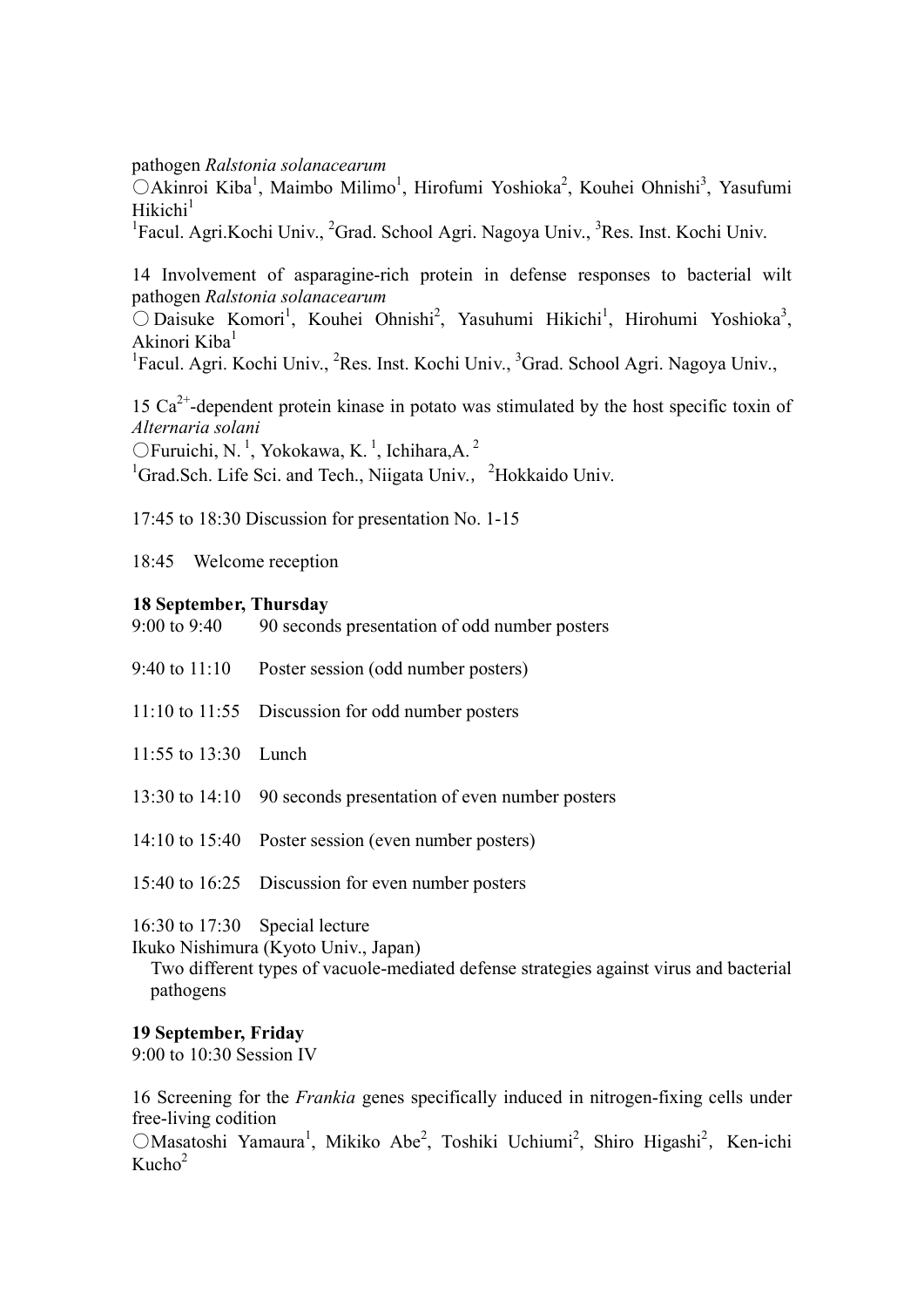pathogen *Ralstonia solanacearum*
○Akinroi Kiba[1], Maimbo Milimo[1], Hirofumi Yoshioka[2], Kouhei Ohnishi[3], Yasufumi Hikichi[1]
[1]Facul. Agri.Kochi Univ., [2]Grad. School Agri. Nagoya Univ., [3]Res. Inst. Kochi Univ.

14 Involvement of asparagine-rich protein in defense responses to bacterial wilt pathogen *Ralstonia solanacearum*
○Daisuke Komori[1], Kouhei Ohnishi[2], Yasuhumi Hikichi[1], Hirohumi Yoshioka[3], Akinori Kiba[1]
[1]Facul. Agri. Kochi Univ., [2]Res. Inst. Kochi Univ., [3]Grad. School Agri. Nagoya Univ.,

15 $Ca^{2+}$-dependent protein kinase in potato was stimulated by the host specific toxin of *Alternaria solani*
○Furuichi, N. [1], Yokokawa, K. [1], Ichihara,A. [2]
[1]Grad.Sch. Life Sci. and Tech., Niigata Univ., [2]Hokkaido Univ.

17:45 to 18:30 Discussion for presentation No. 1-15

18:45 Welcome reception

**18 September, Thursday**

9:00 to 9:40 90 seconds presentation of odd number posters

9:40 to 11:10 Poster session (odd number posters)

11:10 to 11:55 Discussion for odd number posters

11:55 to 13:30 Lunch

13:30 to 14:10 90 seconds presentation of even number posters

14:10 to 15:40 Poster session (even number posters)

15:40 to 16:25 Discussion for even number posters

16:30 to 17:30 Special lecture
Ikuko Nishimura (Kyoto Univ., Japan)
Two different types of vacuole-mediated defense strategies against virus and bacterial pathogens

**19 September, Friday**

9:00 to 10:30 Session IV

16 Screening for the *Frankia* genes specifically induced in nitrogen-fixing cells under free-living codition
○Masatoshi Yamaura[1], Mikiko Abe[2], Toshiki Uchiumi[2], Shiro Higashi[2], Ken-ichi Kucho[2]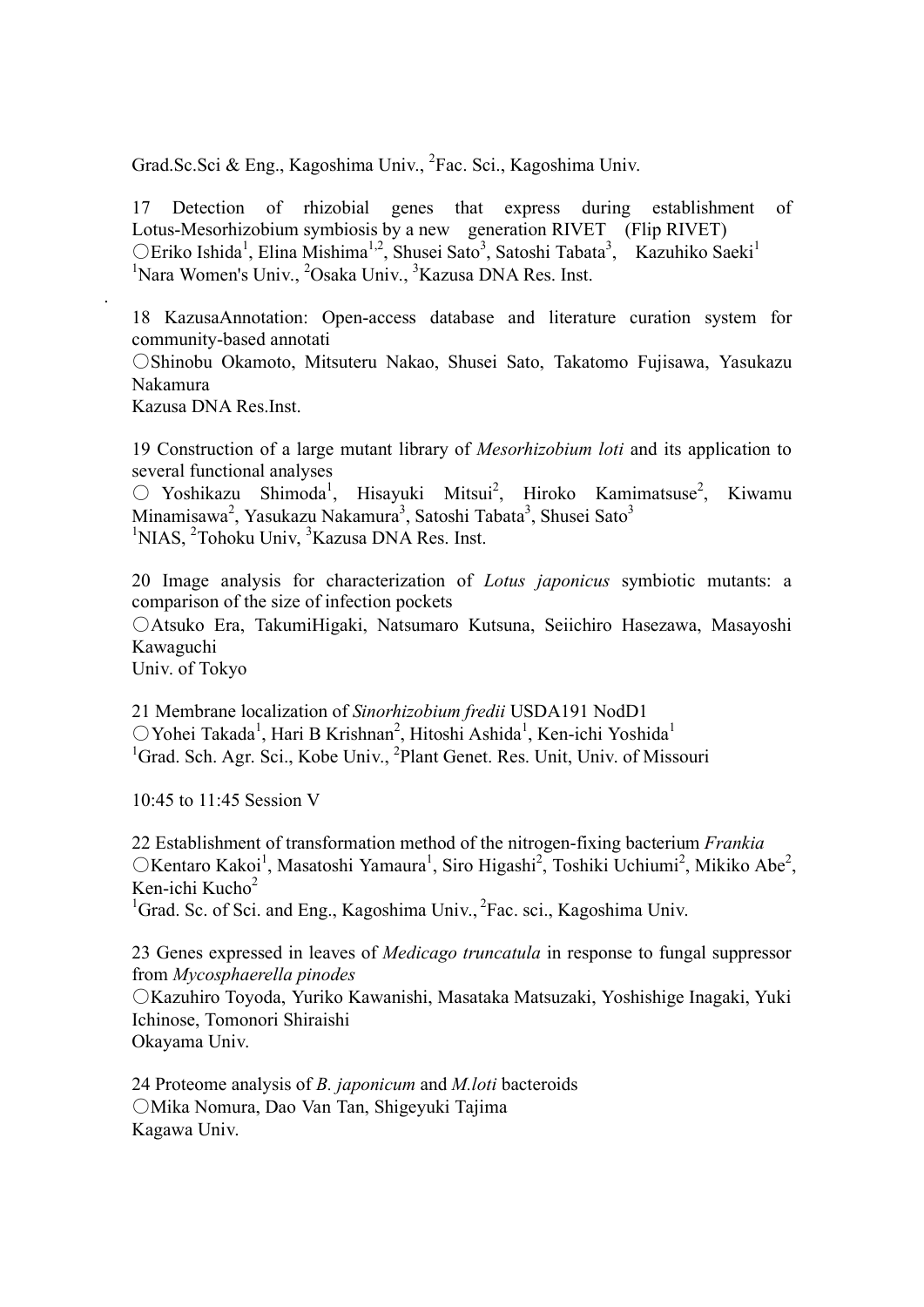Grad.Sc.Sci & Eng., Kagoshima Univ., [2]Fac. Sci., Kagoshima Univ.

17 Detection of rhizobial genes that express during establishment of Lotus-Mesorhizobium symbiosis by a new generation RIVET (Flip RIVET)
○Eriko Ishida[1], Elina Mishima[1,2], Shusei Sato[3], Satoshi Tabata[3], Kazuhiko Saeki[1]
[1]Nara Women's Univ., [2]Osaka Univ., [3]Kazusa DNA Res. Inst.

.

18 KazusaAnnotation: Open-access database and literature curation system for community-based annotati
○Shinobu Okamoto, Mitsuteru Nakao, Shusei Sato, Takatomo Fujisawa, Yasukazu Nakamura
Kazusa DNA Res.Inst.

19 Construction of a large mutant library of *Mesorhizobium loti* and its application to several functional analyses
○ Yoshikazu Shimoda[1], Hisayuki Mitsui[2], Hiroko Kamimatsuse[2], Kiwamu Minamisawa[2], Yasukazu Nakamura[3], Satoshi Tabata[3], Shusei Sato[3]
[1]NIAS, [2]Tohoku Univ, [3]Kazusa DNA Res. Inst.

20 Image analysis for characterization of *Lotus japonicus* symbiotic mutants: a comparison of the size of infection pockets
○Atsuko Era, TakumiHigaki, Natsumaro Kutsuna, Seiichiro Hasezawa, Masayoshi Kawaguchi
Univ. of Tokyo

21 Membrane localization of *Sinorhizobium fredii* USDA191 NodD1
○Yohei Takada[1], Hari B Krishnan[2], Hitoshi Ashida[1], Ken-ichi Yoshida[1]
[1]Grad. Sch. Agr. Sci., Kobe Univ., [2]Plant Genet. Res. Unit, Univ. of Missouri

10:45 to 11:45 Session V

22 Establishment of transformation method of the nitrogen-fixing bacterium *Frankia*
○Kentaro Kakoi[1], Masatoshi Yamaura[1], Siro Higashi[2], Toshiki Uchiumi[2], Mikiko Abe[2], Ken-ichi Kucho[2]
[1]Grad. Sc. of Sci. and Eng., Kagoshima Univ., [2]Fac. sci., Kagoshima Univ.

23 Genes expressed in leaves of *Medicago truncatula* in response to fungal suppressor from *Mycosphaerella pinodes*
○Kazuhiro Toyoda, Yuriko Kawanishi, Masataka Matsuzaki, Yoshishige Inagaki, Yuki Ichinose, Tomonori Shiraishi
Okayama Univ.

24 Proteome analysis of *B. japonicum* and *M.loti* bacteroids
○Mika Nomura, Dao Van Tan, Shigeyuki Tajima
Kagawa Univ.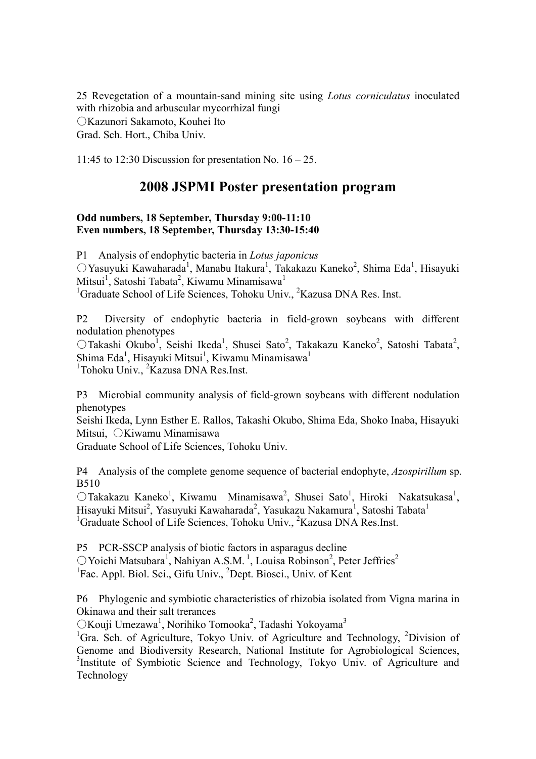25 Revegetation of a mountain-sand mining site using *Lotus corniculatus* inoculated with rhizobia and arbuscular mycorrhizal fungi
○Kazunori Sakamoto, Kouhei Ito
Grad. Sch. Hort., Chiba Univ.

11:45 to 12:30 Discussion for presentation No. 16 – 25.

## 2008 JSPMI Poster presentation program

**Odd numbers, 18 September, Thursday 9:00-11:10**
**Even numbers, 18 September, Thursday 13:30-15:40**

P1 Analysis of endophytic bacteria in *Lotus japonicus*
○Yasuyuki Kawaharada[1], Manabu Itakura[1], Takakazu Kaneko[2], Shima Eda[1], Hisayuki Mitsui[1], Satoshi Tabata[2], Kiwamu Minamisawa[1]
[1]Graduate School of Life Sciences, Tohoku Univ., [2]Kazusa DNA Res. Inst.

P2 Diversity of endophytic bacteria in field-grown soybeans with different nodulation phenotypes
○Takashi Okubo[1], Seishi Ikeda[1], Shusei Sato[2], Takakazu Kaneko[2], Satoshi Tabata[2], Shima Eda[1], Hisayuki Mitsui[1], Kiwamu Minamisawa[1]
[1]Tohoku Univ., [2]Kazusa DNA Res.Inst.

P3 Microbial community analysis of field-grown soybeans with different nodulation phenotypes
Seishi Ikeda, Lynn Esther E. Rallos, Takashi Okubo, Shima Eda, Shoko Inaba, Hisayuki Mitsui, ○Kiwamu Minamisawa
Graduate School of Life Sciences, Tohoku Univ.

P4 Analysis of the complete genome sequence of bacterial endophyte, *Azospirillum* sp. B510
○Takakazu Kaneko[1], Kiwamu Minamisawa[2], Shusei Sato[1], Hiroki Nakatsukasa[1], Hisayuki Mitsui[2], Yasuyuki Kawaharada[2], Yasukazu Nakamura[1], Satoshi Tabata[1]
[1]Graduate School of Life Sciences, Tohoku Univ., [2]Kazusa DNA Res.Inst.

P5 PCR-SSCP analysis of biotic factors in asparagus decline
○Yoichi Matsubara[1], Nahiyan A.S.M. [1], Louisa Robinson[2], Peter Jeffries[2]
[1]Fac. Appl. Biol. Sci., Gifu Univ., [2]Dept. Biosci., Univ. of Kent

P6 Phylogenic and symbiotic characteristics of rhizobia isolated from Vigna marina in Okinawa and their salt trerances
○Kouji Umezawa[1], Norihiko Tomooka[2], Tadashi Yokoyama[3]
[1]Gra. Sch. of Agriculture, Tokyo Univ. of Agriculture and Technology, [2]Division of Genome and Biodiversity Research, National Institute for Agrobiological Sciences, [3]Institute of Symbiotic Science and Technology, Tokyo Univ. of Agriculture and Technology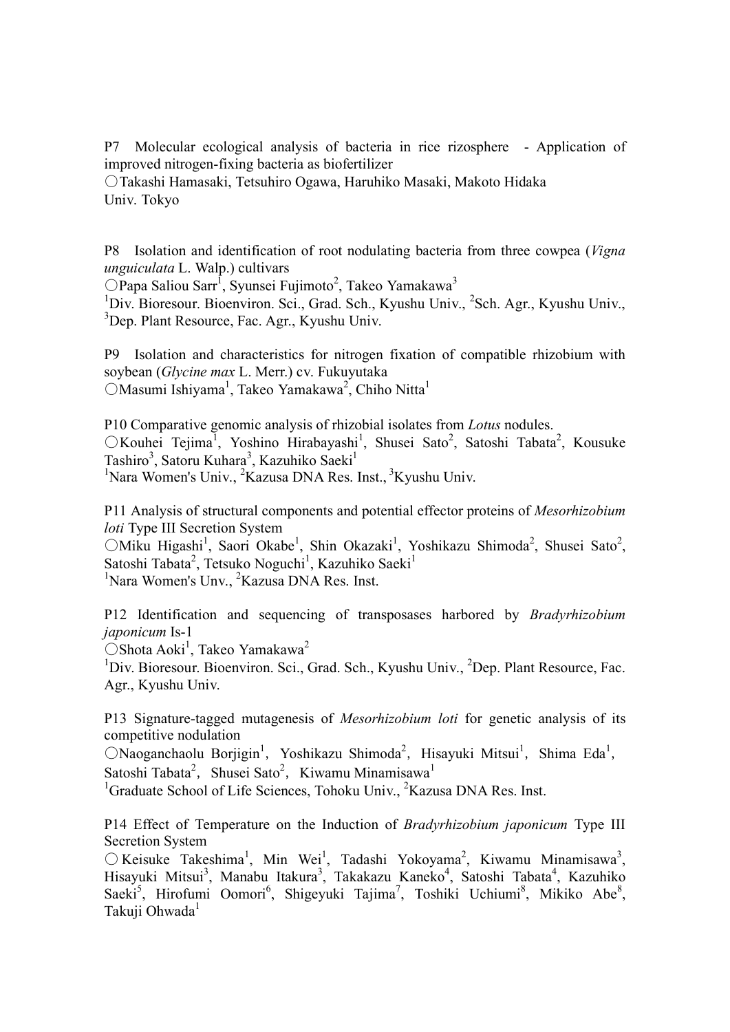P7 Molecular ecological analysis of bacteria in rice rizosphere - Application of improved nitrogen-fixing bacteria as biofertilizer
○Takashi Hamasaki, Tetsuhiro Ogawa, Haruhiko Masaki, Makoto Hidaka
Univ. Tokyo

P8 Isolation and identification of root nodulating bacteria from three cowpea (*Vigna unguiculata* L. Walp.) cultivars
○Papa Saliou Sarr[1], Syunsei Fujimoto[2], Takeo Yamakawa[3]
[1]Div. Bioresour. Bioenviron. Sci., Grad. Sch., Kyushu Univ., [2]Sch. Agr., Kyushu Univ., [3]Dep. Plant Resource, Fac. Agr., Kyushu Univ.

P9 Isolation and characteristics for nitrogen fixation of compatible rhizobium with soybean (*Glycine max* L. Merr.) cv. Fukuyutaka
○Masumi Ishiyama[1], Takeo Yamakawa[2], Chiho Nitta[1]

P10 Comparative genomic analysis of rhizobial isolates from *Lotus* nodules.
○Kouhei Tejima[1], Yoshino Hirabayashi[1], Shusei Sato[2], Satoshi Tabata[2], Kousuke Tashiro[3], Satoru Kuhara[3], Kazuhiko Saeki[1]
[1]Nara Women's Univ., [2]Kazusa DNA Res. Inst., [3]Kyushu Univ.

P11 Analysis of structural components and potential effector proteins of *Mesorhizobium loti* Type III Secretion System
○Miku Higashi[1], Saori Okabe[1], Shin Okazaki[1], Yoshikazu Shimoda[2], Shusei Sato[2], Satoshi Tabata[2], Tetsuko Noguchi[1], Kazuhiko Saeki[1]
[1]Nara Women's Unv., [2]Kazusa DNA Res. Inst.

P12 Identification and sequencing of transposases harbored by *Bradyrhizobium japonicum* Is-1
○Shota Aoki[1], Takeo Yamakawa[2]
[1]Div. Bioresour. Bioenviron. Sci., Grad. Sch., Kyushu Univ., [2]Dep. Plant Resource, Fac. Agr., Kyushu Univ.

P13 Signature-tagged mutagenesis of *Mesorhizobium loti* for genetic analysis of its competitive nodulation
○Naoganchaolu Borjigin[1], Yoshikazu Shimoda[2], Hisayuki Mitsui[1], Shima Eda[1], Satoshi Tabata[2], Shusei Sato[2], Kiwamu Minamisawa[1]
[1]Graduate School of Life Sciences, Tohoku Univ., [2]Kazusa DNA Res. Inst.

P14 Effect of Temperature on the Induction of *Bradyrhizobium japonicum* Type III Secretion System
○Keisuke Takeshima[1], Min Wei[1], Tadashi Yokoyama[2], Kiwamu Minamisawa[3], Hisayuki Mitsui[3], Manabu Itakura[3], Takakazu Kaneko[4], Satoshi Tabata[4], Kazuhiko Saeki[5], Hirofumi Oomori[6], Shigeyuki Tajima[7], Toshiki Uchiumi[8], Mikiko Abe[8], Takuji Ohwada[1]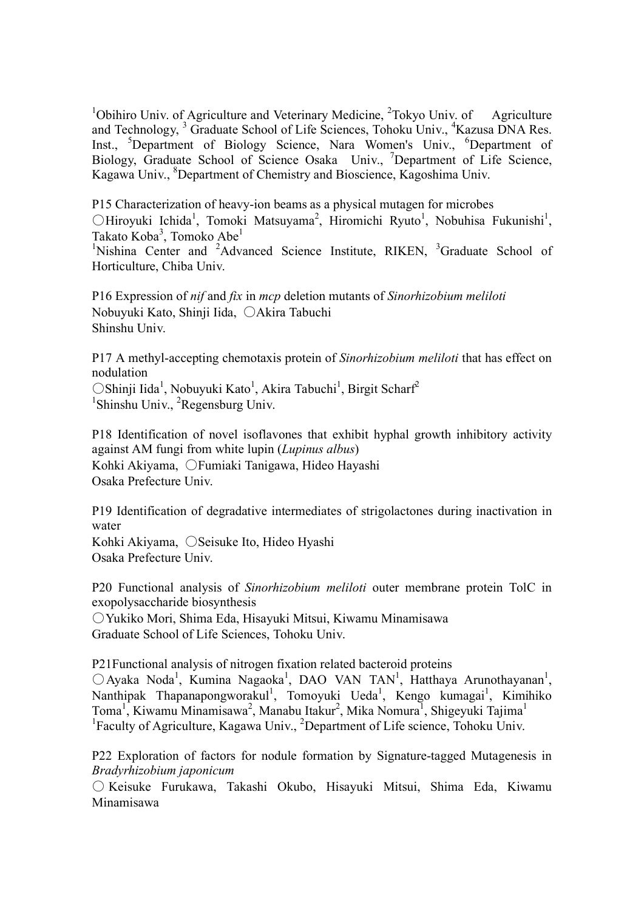[1]Obihiro Univ. of Agriculture and Veterinary Medicine, [2]Tokyo Univ. of Agriculture and Technology, [3] Graduate School of Life Sciences, Tohoku Univ., [4]Kazusa DNA Res. Inst., [5]Department of Biology Science, Nara Women's Univ., [6]Department of Biology, Graduate School of Science Osaka Univ., [7]Department of Life Science, Kagawa Univ., [8]Department of Chemistry and Bioscience, Kagoshima Univ.

P15 Characterization of heavy-ion beams as a physical mutagen for microbes
○Hiroyuki Ichida[1], Tomoki Matsuyama[2], Hiromichi Ryuto[1], Nobuhisa Fukunishi[1], Takato Koba[3], Tomoko Abe[1]
[1]Nishina Center and [2]Advanced Science Institute, RIKEN, [3]Graduate School of Horticulture, Chiba Univ.

P16 Expression of *nif* and *fix* in *mcp* deletion mutants of *Sinorhizobium meliloti*
Nobuyuki Kato, Shinji Iida, ○Akira Tabuchi
Shinshu Univ.

P17 A methyl-accepting chemotaxis protein of *Sinorhizobium meliloti* that has effect on nodulation
○Shinji Iida[1], Nobuyuki Kato[1], Akira Tabuchi[1], Birgit Scharf[2]
[1]Shinshu Univ., [2]Regensburg Univ.

P18 Identification of novel isoflavones that exhibit hyphal growth inhibitory activity against AM fungi from white lupin (*Lupinus albus*)
Kohki Akiyama, ○Fumiaki Tanigawa, Hideo Hayashi
Osaka Prefecture Univ.

P19 Identification of degradative intermediates of strigolactones during inactivation in water
Kohki Akiyama, ○Seisuke Ito, Hideo Hyashi
Osaka Prefecture Univ.

P20 Functional analysis of *Sinorhizobium meliloti* outer membrane protein TolC in exopolysaccharide biosynthesis
○Yukiko Mori, Shima Eda, Hisayuki Mitsui, Kiwamu Minamisawa
Graduate School of Life Sciences, Tohoku Univ.

P21Functional analysis of nitrogen fixation related bacteroid proteins
○Ayaka Noda[1], Kumina Nagaoka[1], DAO VAN TAN[1], Hatthaya Arunothayanan[1], Nanthipak Thapanapongworakul[1], Tomoyuki Ueda[1], Kengo kumagai[1], Kimihiko Toma[1], Kiwamu Minamisawa[2], Manabu Itakur[2], Mika Nomura[1], Shigeyuki Tajima[1]
[1]Faculty of Agriculture, Kagawa Univ., [2]Department of Life science, Tohoku Univ.

P22 Exploration of factors for nodule formation by Signature-tagged Mutagenesis in *Bradyrhizobium japonicum*
○ Keisuke Furukawa, Takashi Okubo, Hisayuki Mitsui, Shima Eda, Kiwamu Minamisawa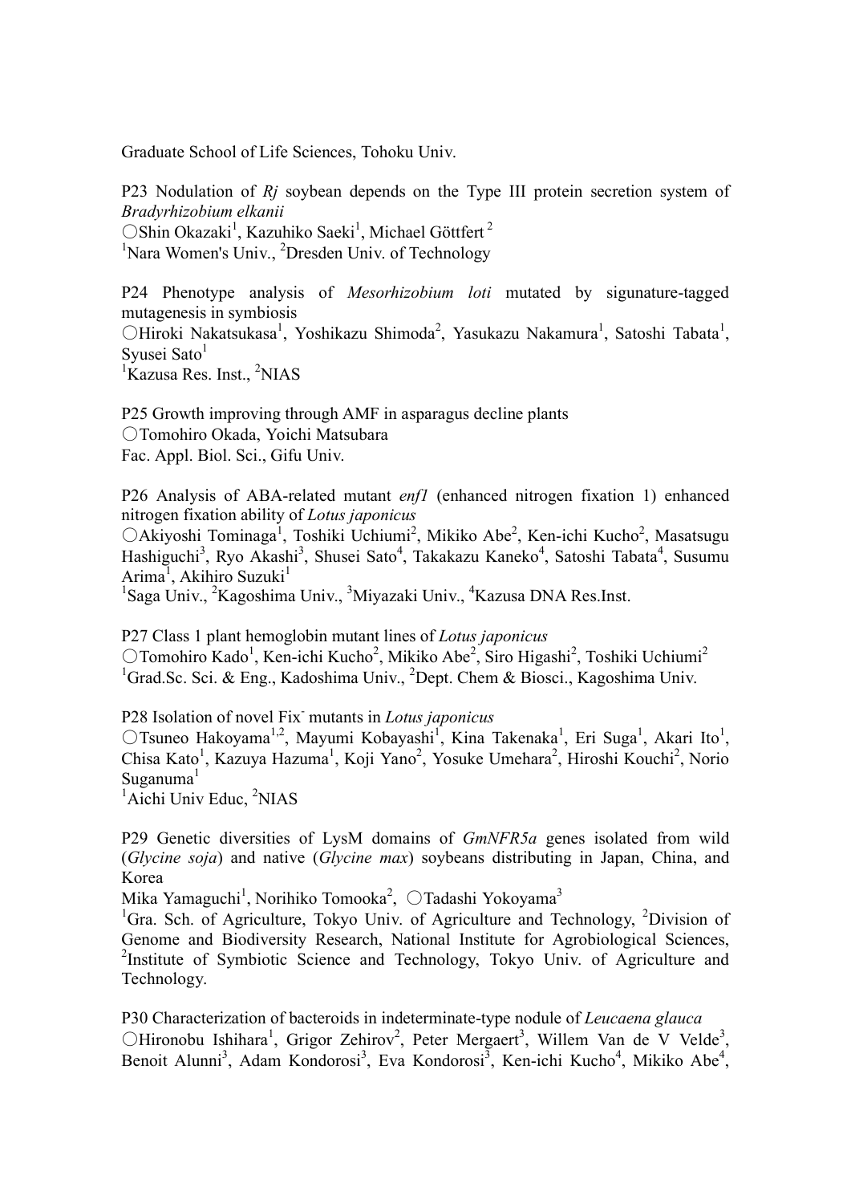Graduate School of Life Sciences, Tohoku Univ.

P23 Nodulation of *Rj* soybean depends on the Type III protein secretion system of *Bradyrhizobium elkanii*
○Shin Okazaki[1], Kazuhiko Saeki[1], Michael Göttfert[2]
[1]Nara Women's Univ., [2]Dresden Univ. of Technology

P24 Phenotype analysis of *Mesorhizobium loti* mutated by sigunature-tagged mutagenesis in symbiosis
○Hiroki Nakatsukasa[1], Yoshikazu Shimoda[2], Yasukazu Nakamura[1], Satoshi Tabata[1], Syusei Sato[1]
[1]Kazusa Res. Inst., [2]NIAS

P25 Growth improving through AMF in asparagus decline plants
○Tomohiro Okada, Yoichi Matsubara
Fac. Appl. Biol. Sci., Gifu Univ.

P26 Analysis of ABA-related mutant *enf1* (enhanced nitrogen fixation 1) enhanced nitrogen fixation ability of *Lotus japonicus*
○Akiyoshi Tominaga[1], Toshiki Uchiumi[2], Mikiko Abe[2], Ken-ichi Kucho[2], Masatsugu Hashiguchi[3], Ryo Akashi[3], Shusei Sato[4], Takakazu Kaneko[4], Satoshi Tabata[4], Susumu Arima[1], Akihiro Suzuki[1]
[1]Saga Univ., [2]Kagoshima Univ., [3]Miyazaki Univ., [4]Kazusa DNA Res.Inst.

P27 Class 1 plant hemoglobin mutant lines of *Lotus japonicus*
○Tomohiro Kado[1], Ken-ichi Kucho[2], Mikiko Abe[2], Siro Higashi[2], Toshiki Uchiumi[2]
[1]Grad.Sc. Sci. & Eng., Kadoshima Univ., [2]Dept. Chem & Biosci., Kagoshima Univ.

P28 Isolation of novel Fix$^-$ mutants in *Lotus japonicus*
○Tsuneo Hakoyama[1,2], Mayumi Kobayashi[1], Kina Takenaka[1], Eri Suga[1], Akari Ito[1], Chisa Kato[1], Kazuya Hazuma[1], Koji Yano[2], Yosuke Umehara[2], Hiroshi Kouchi[2], Norio Suganuma[1]
[1]Aichi Univ Educ, [2]NIAS

P29 Genetic diversities of LysM domains of *GmNFR5a* genes isolated from wild (*Glycine soja*) and native (*Glycine max*) soybeans distributing in Japan, China, and Korea
Mika Yamaguchi[1], Norihiko Tomooka[2], ○Tadashi Yokoyama[3]
[1]Gra. Sch. of Agriculture, Tokyo Univ. of Agriculture and Technology, [2]Division of Genome and Biodiversity Research, National Institute for Agrobiological Sciences, [2]Institute of Symbiotic Science and Technology, Tokyo Univ. of Agriculture and Technology.

P30 Characterization of bacteroids in indeterminate-type nodule of *Leucaena glauca*
○Hironobu Ishihara[1], Grigor Zehirov[2], Peter Mergaert[3], Willem Van de V Velde[3], Benoit Alunni[3], Adam Kondorosi[3], Eva Kondorosi[3], Ken-ichi Kucho[4], Mikiko Abe[4],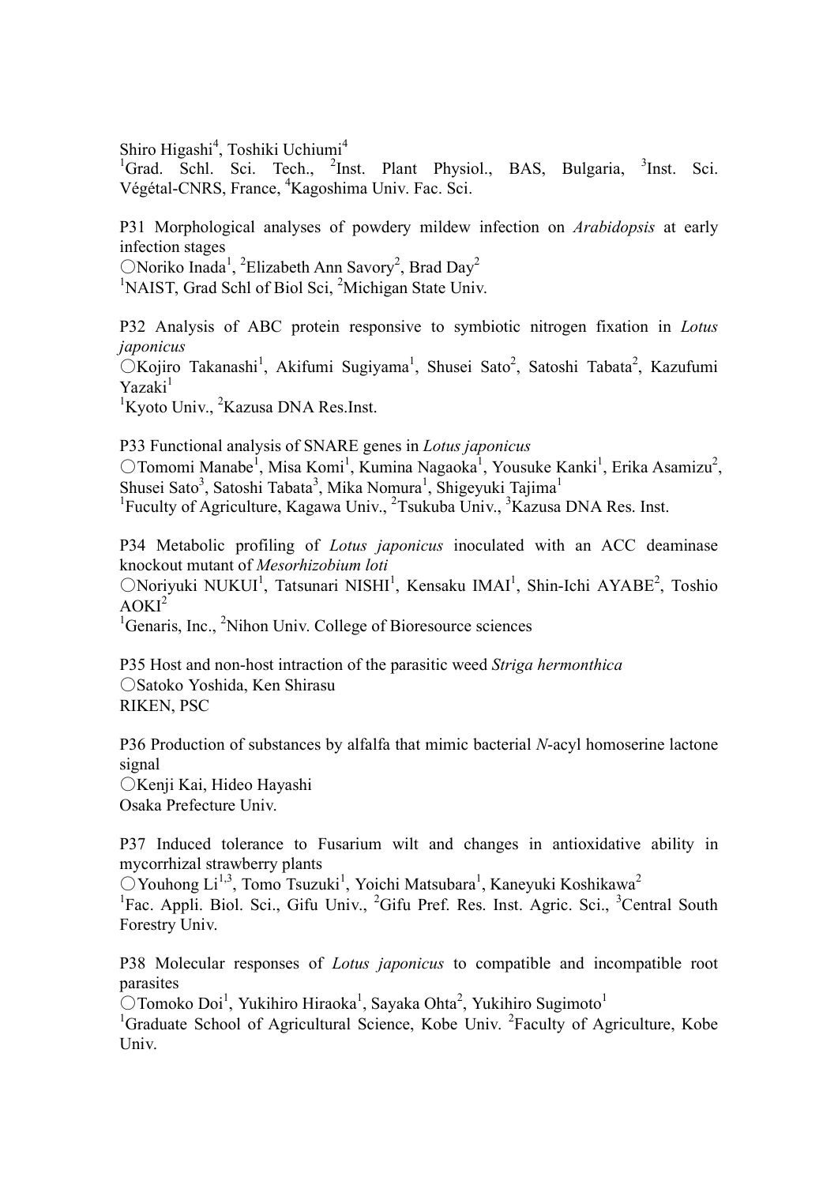Shiro Higashi[4], Toshiki Uchiumi[4]
[1]Grad. Schl. Sci. Tech., [2]Inst. Plant Physiol., BAS, Bulgaria, [3]Inst. Sci. Végétal-CNRS, France, [4]Kagoshima Univ. Fac. Sci.

P31 Morphological analyses of powdery mildew infection on *Arabidopsis* at early infection stages
○Noriko Inada[1], [2]Elizabeth Ann Savory[2], Brad Day[2]
[1]NAIST, Grad Schl of Biol Sci, [2]Michigan State Univ.

P32 Analysis of ABC protein responsive to symbiotic nitrogen fixation in *Lotus japonicus*
○Kojiro Takanashi[1], Akifumi Sugiyama[1], Shusei Sato[2], Satoshi Tabata[2], Kazufumi Yazaki[1]
[1]Kyoto Univ., [2]Kazusa DNA Res.Inst.

P33 Functional analysis of SNARE genes in *Lotus japonicus*
○Tomomi Manabe[1], Misa Komi[1], Kumina Nagaoka[1], Yousuke Kanki[1], Erika Asamizu[2], Shusei Sato[3], Satoshi Tabata[3], Mika Nomura[1], Shigeyuki Tajima[1]
[1]Fuculty of Agriculture, Kagawa Univ., [2]Tsukuba Univ., [3]Kazusa DNA Res. Inst.

P34 Metabolic profiling of *Lotus japonicus* inoculated with an ACC deaminase knockout mutant of *Mesorhizobium loti*
○Noriyuki NUKUI[1], Tatsunari NISHI[1], Kensaku IMAI[1], Shin-Ichi AYABE[2], Toshio AOKI[2]
[1]Genaris, Inc., [2]Nihon Univ. College of Bioresource sciences

P35 Host and non-host intraction of the parasitic weed *Striga hermonthica*
○Satoko Yoshida, Ken Shirasu
RIKEN, PSC

P36 Production of substances by alfalfa that mimic bacterial *N*-acyl homoserine lactone signal
○Kenji Kai, Hideo Hayashi
Osaka Prefecture Univ.

P37 Induced tolerance to Fusarium wilt and changes in antioxidative ability in mycorrhizal strawberry plants
○Youhong Li[1,3], Tomo Tsuzuki[1], Yoichi Matsubara[1], Kaneyuki Koshikawa[2]
[1]Fac. Appli. Biol. Sci., Gifu Univ., [2]Gifu Pref. Res. Inst. Agric. Sci., [3]Central South Forestry Univ.

P38 Molecular responses of *Lotus japonicus* to compatible and incompatible root parasites
○Tomoko Doi[1], Yukihiro Hiraoka[1], Sayaka Ohta[2], Yukihiro Sugimoto[1]
[1]Graduate School of Agricultural Science, Kobe Univ. [2]Faculty of Agriculture, Kobe Univ.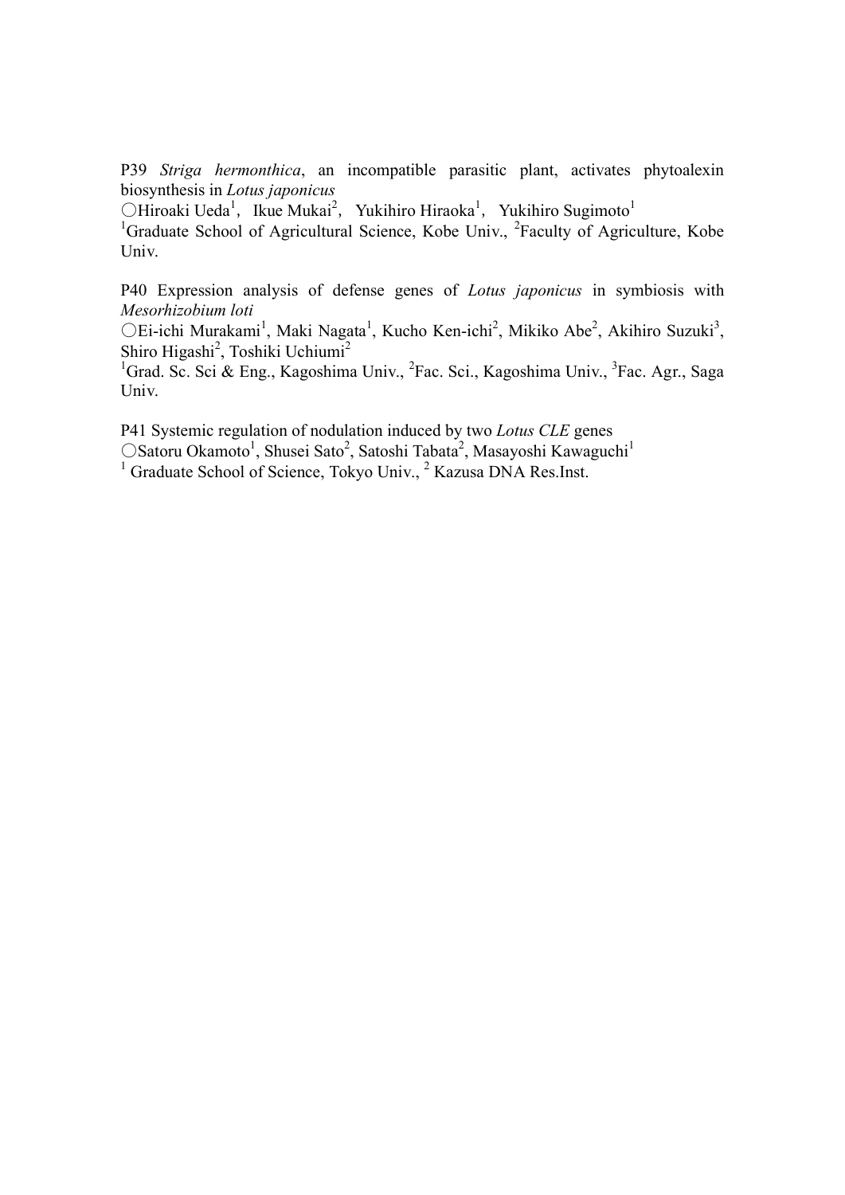P39 *Striga hermonthica*, an incompatible parasitic plant, activates phytoalexin biosynthesis in *Lotus japonicus*

○Hiroaki Ueda[1],  Ikue Mukai[2],  Yukihiro Hiraoka[1],  Yukihiro Sugimoto[1]

[1]Graduate School of Agricultural Science, Kobe Univ., [2]Faculty of Agriculture, Kobe Univ.

P40 Expression analysis of defense genes of *Lotus japonicus* in symbiosis with *Mesorhizobium loti*

○Ei-ichi Murakami[1], Maki Nagata[1], Kucho Ken-ichi[2], Mikiko Abe[2], Akihiro Suzuki[3], Shiro Higashi[2], Toshiki Uchiumi[2]

[1]Grad. Sc. Sci & Eng., Kagoshima Univ., [2]Fac. Sci., Kagoshima Univ., [3]Fac. Agr., Saga Univ.

P41 Systemic regulation of nodulation induced by two *Lotus CLE* genes

○Satoru Okamoto[1], Shusei Sato[2], Satoshi Tabata[2], Masayoshi Kawaguchi[1]

[1] Graduate School of Science, Tokyo Univ., [2] Kazusa DNA Res.Inst.